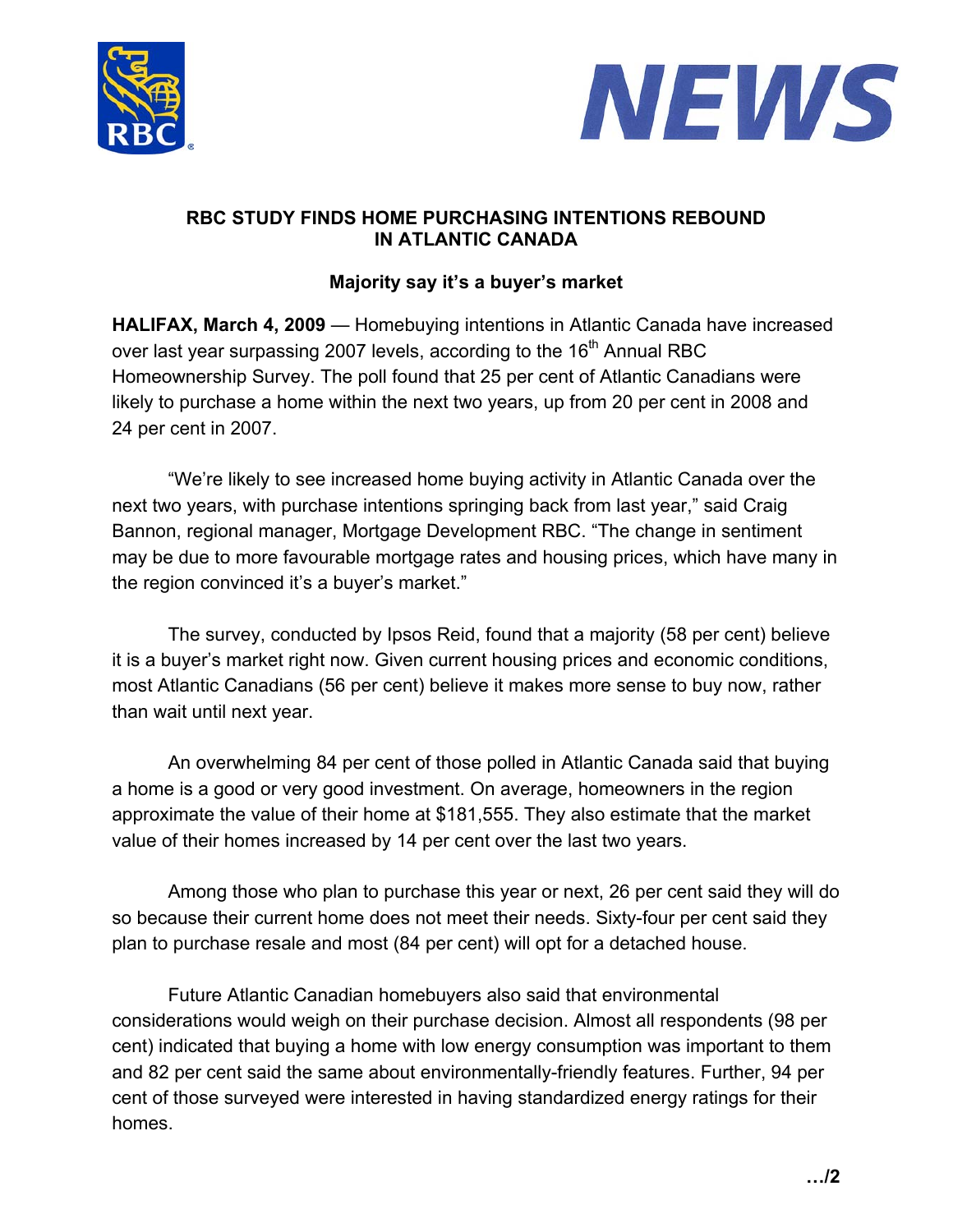# RBC STUDY FINDS HOME PURCHASING INTENTIONS REBOUND IN ATLANTIC CANADA

## Majority say it's a buyer's market

**HALIFAX, March 4, 2009** — Homebuying intentions in Atlantic Canada have increased over last year surpassing 2007 levels, according to the 16th Annual RBC Homeownership Survey. The poll found that 25 per cent of Atlantic Canadians were likely to purchase a home within the next two years, up from 20 per cent in 2008 and 24 per cent in 2007.

"We're likely to see increased home buying activity in Atlantic Canada over the next two years, with purchase intentions springing back from last year," said Craig Bannon, regional manager, Mortgage Development RBC. "The change in sentiment may be due to more favourable mortgage rates and housing prices, which have many in the region convinced it's a buyer's market."

The survey, conducted by Ipsos Reid, found that a majority (58 per cent) believe it is a buyer's market right now. Given current housing prices and economic conditions, most Atlantic Canadians (56 per cent) believe it makes more sense to buy now, rather than wait until next year.

An overwhelming 84 per cent of those polled in Atlantic Canada said that buying a home is a good or very good investment. On average, homeowners in the region approximate the value of their home at $181,555. They also estimate that the market value of their homes increased by 14 per cent over the last two years.

Among those who plan to purchase this year or next, 26 per cent said they will do so because their current home does not meet their needs. Sixty-four per cent said they plan to purchase resale and most (84 per cent) will opt for a detached house.

Future Atlantic Canadian homebuyers also said that environmental considerations would weigh on their purchase decision. Almost all respondents (98 per cent) indicated that buying a home with low energy consumption was important to them and 82 per cent said the same about environmentally-friendly features. Further, 94 per cent of those surveyed were interested in having standardized energy ratings for their homes.

…/2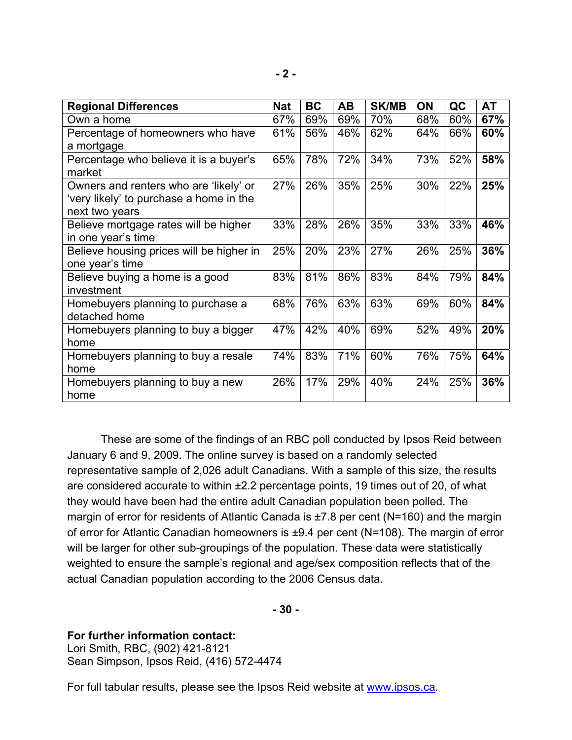| Regional Differences | Nat | BC | AB | SK/MB | ON | QC | AT |
|---|---|---|---|---|---|---|---|
| Own a home | 67% | 69% | 69% | 70% | 68% | 60% | **67%** |
| Percentage of homeowners who have a mortgage | 61% | 56% | 46% | 62% | 64% | 66% | **60%** |
| Percentage who believe it is a buyer's market | 65% | 78% | 72% | 34% | 73% | 52% | **58%** |
| Owners and renters who are 'likely' or 'very likely' to purchase a home in the next two years | 27% | 26% | 35% | 25% | 30% | 22% | **25%** |
| Believe mortgage rates will be higher in one year's time | 33% | 28% | 26% | 35% | 33% | 33% | **46%** |
| Believe housing prices will be higher in one year's time | 25% | 20% | 23% | 27% | 26% | 25% | **36%** |
| Believe buying a home is a good investment | 83% | 81% | 86% | 83% | 84% | 79% | **84%** |
| Homebuyers planning to purchase a detached home | 68% | 76% | 63% | 63% | 69% | 60% | **84%** |
| Homebuyers planning to buy a bigger home | 47% | 42% | 40% | 69% | 52% | 49% | **20%** |
| Homebuyers planning to buy a resale home | 74% | 83% | 71% | 60% | 76% | 75% | **64%** |
| Homebuyers planning to buy a new home | 26% | 17% | 29% | 40% | 24% | 25% | **36%** |

These are some of the findings of an RBC poll conducted by Ipsos Reid between January 6 and 9, 2009. The online survey is based on a randomly selected representative sample of 2,026 adult Canadians. With a sample of this size, the results are considered accurate to within ±2.2 percentage points, 19 times out of 20, of what they would have been had the entire adult Canadian population been polled. The margin of error for residents of Atlantic Canada is ±7.8 per cent (N=160) and the margin of error for Atlantic Canadian homeowners is ±9.4 per cent (N=108). The margin of error will be larger for other sub-groupings of the population. These data were statistically weighted to ensure the sample's regional and age/sex composition reflects that of the actual Canadian population according to the 2006 Census data.

**- 30 -**

**For further information contact:**
Lori Smith, RBC, (902) 421-8121
Sean Simpson, Ipsos Reid, (416) 572-4474

For full tabular results, please see the Ipsos Reid website at [www.ipsos.ca](http://www.ipsos.ca).